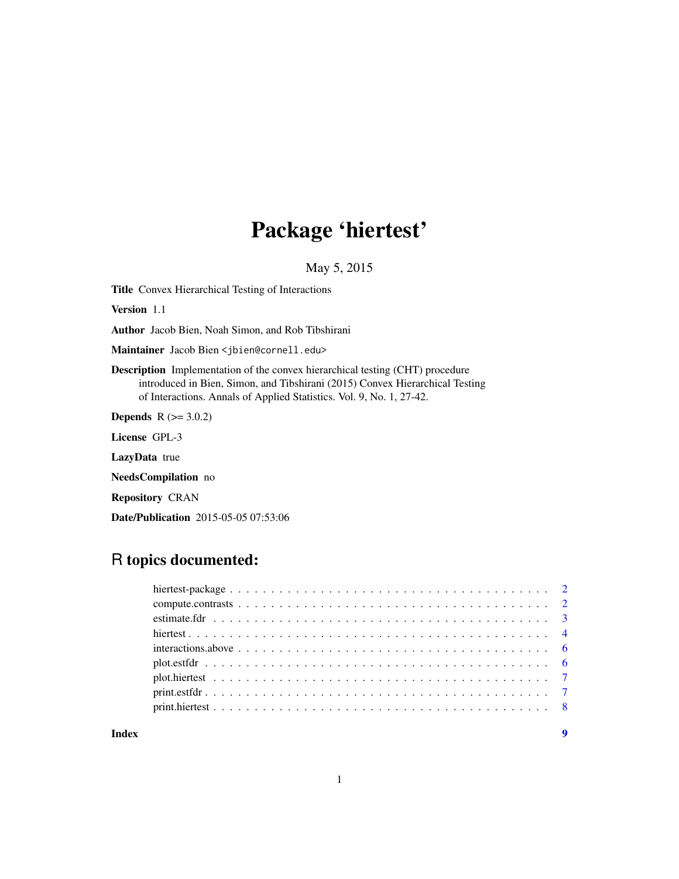# Package 'hiertest'

May 5, 2015

**Title** Convex Hierarchical Testing of Interactions

**Version** 1.1

**Author** Jacob Bien, Noah Simon, and Rob Tibshirani

**Maintainer** Jacob Bien <jbien@cornell.edu>

**Description** Implementation of the convex hierarchical testing (CHT) procedure introduced in Bien, Simon, and Tibshirani (2015) Convex Hierarchical Testing of Interactions. Annals of Applied Statistics. Vol. 9, No. 1, 27-42.

**Depends** R (>= 3.0.2)

**License** GPL-3

**LazyData** true

**NeedsCompilation** no

**Repository** CRAN

**Date/Publication** 2015-05-05 07:53:06

## R topics documented:

| | |
|---|---|
| hiertest-package | 2 |
| compute.contrasts | 2 |
| estimate.fdr | 3 |
| hiertest | 4 |
| interactions.above | 6 |
| plot.estfdr | 6 |
| plot.hiertest | 7 |
| print.estfdr | 7 |
| print.hiertest | 8 |
| **Index** | **9** |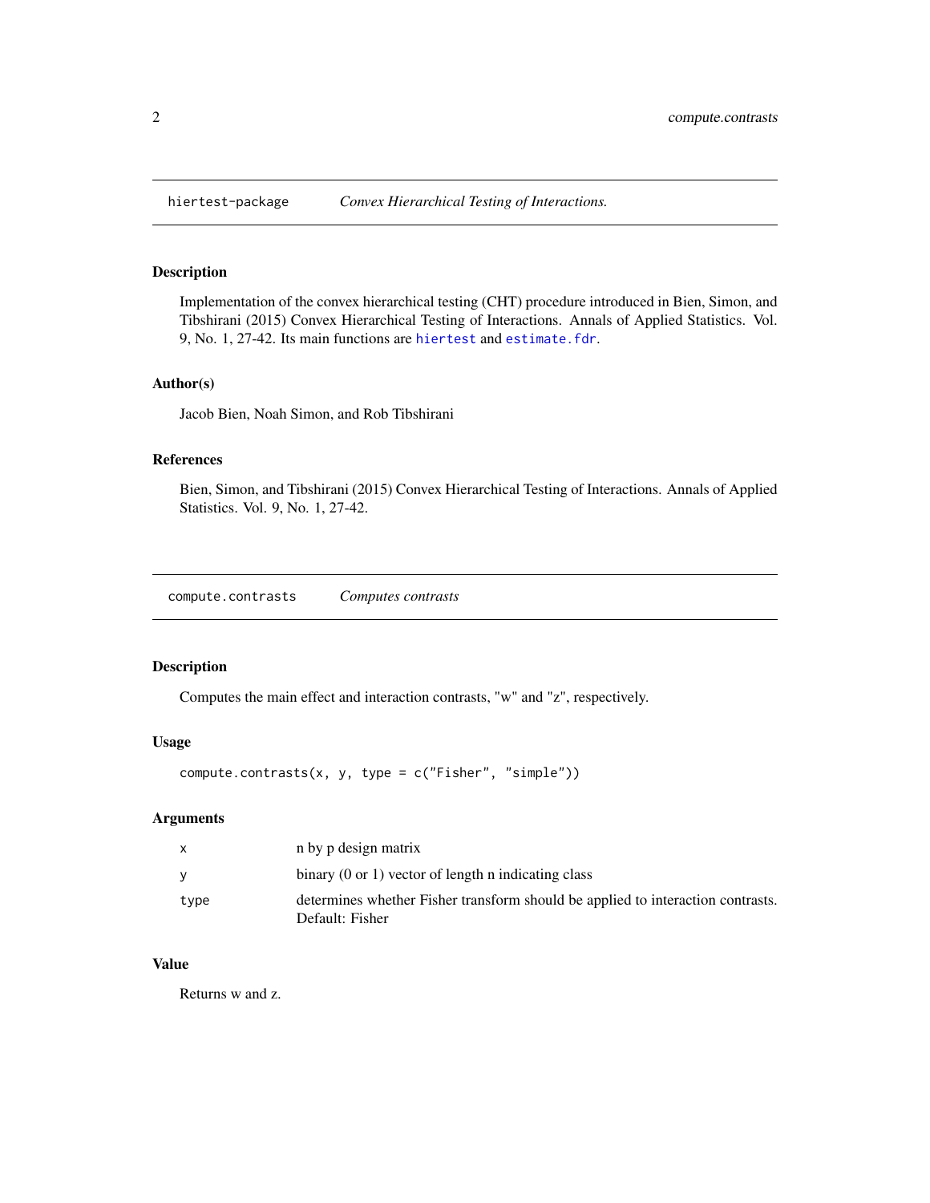## hiertest-package — *Convex Hierarchical Testing of Interactions.*

### Description

Implementation of the convex hierarchical testing (CHT) procedure introduced in Bien, Simon, and Tibshirani (2015) Convex Hierarchical Testing of Interactions. Annals of Applied Statistics. Vol. 9, No. 1, 27-42. Its main functions are `hiertest` and `estimate.fdr`.

### Author(s)

Jacob Bien, Noah Simon, and Rob Tibshirani

### References

Bien, Simon, and Tibshirani (2015) Convex Hierarchical Testing of Interactions. Annals of Applied Statistics. Vol. 9, No. 1, 27-42.

## compute.contrasts — *Computes contrasts*

### Description

Computes the main effect and interaction contrasts, "w" and "z", respectively.

### Usage

```
compute.contrasts(x, y, type = c("Fisher", "simple"))
```

### Arguments

| | |
|---|---|
| `x` | n by p design matrix |
| `y` | binary (0 or 1) vector of length n indicating class |
| `type` | determines whether Fisher transform should be applied to interaction contrasts. Default: Fisher |

### Value

Returns w and z.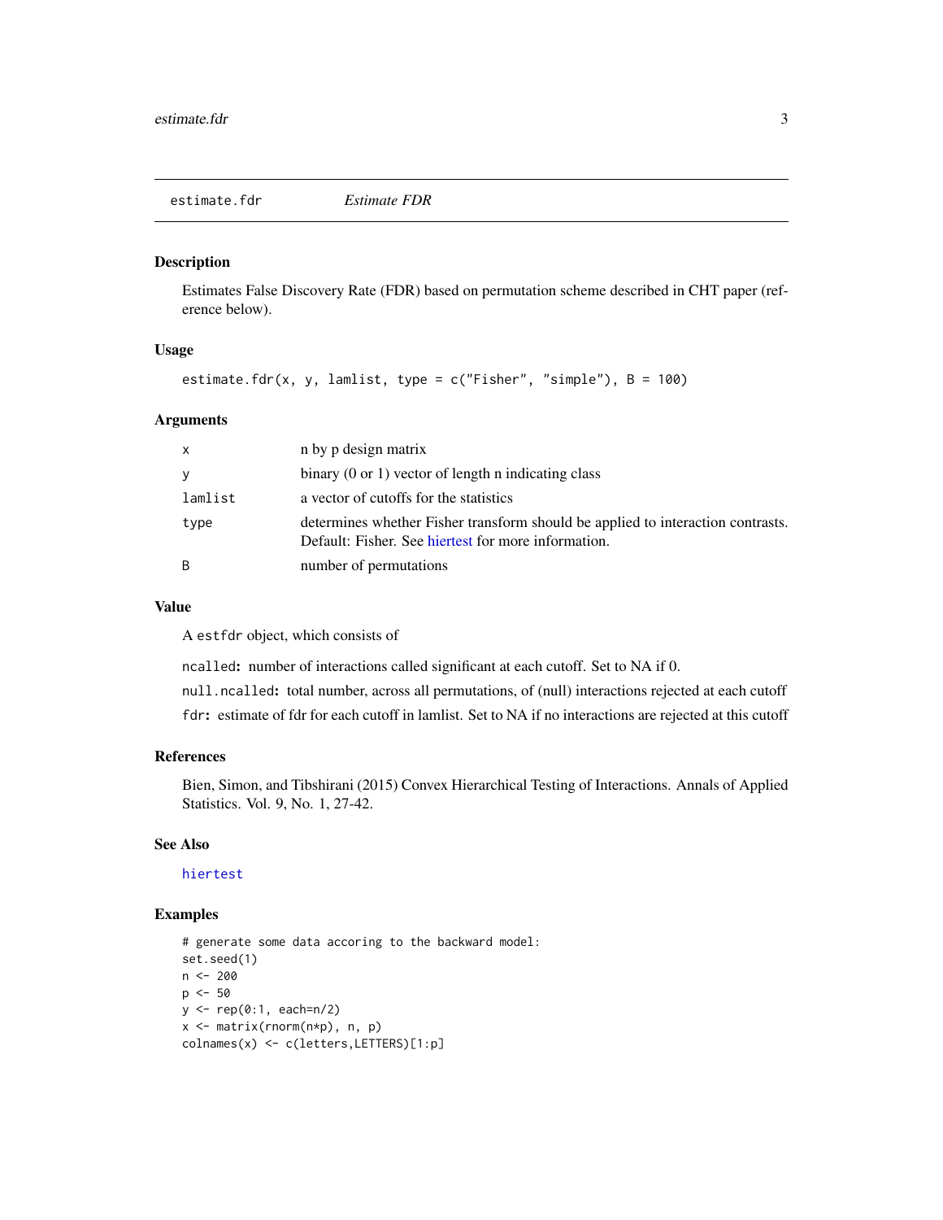# estimate.fdr *Estimate FDR*

## Description

Estimates False Discovery Rate (FDR) based on permutation scheme described in CHT paper (reference below).

## Usage

```
estimate.fdr(x, y, lamlist, type = c("Fisher", "simple"), B = 100)
```

## Arguments

| | |
|---|---|
| x | n by p design matrix |
| y | binary (0 or 1) vector of length n indicating class |
| lamlist | a vector of cutoffs for the statistics |
| type | determines whether Fisher transform should be applied to interaction contrasts. Default: Fisher. See hiertest for more information. |
| B | number of permutations |

## Value

A `estfdr` object, which consists of

`ncalled`**:** number of interactions called significant at each cutoff. Set to NA if 0.

`null.ncalled`**:** total number, across all permutations, of (null) interactions rejected at each cutoff

`fdr`**:** estimate of fdr for each cutoff in lamlist. Set to NA if no interactions are rejected at this cutoff

## References

Bien, Simon, and Tibshirani (2015) Convex Hierarchical Testing of Interactions. Annals of Applied Statistics. Vol. 9, No. 1, 27-42.

## See Also

hiertest

## Examples

```
# generate some data accoring to the backward model:
set.seed(1)
n <- 200
p <- 50
y <- rep(0:1, each=n/2)
x <- matrix(rnorm(n*p), n, p)
colnames(x) <- c(letters,LETTERS)[1:p]
```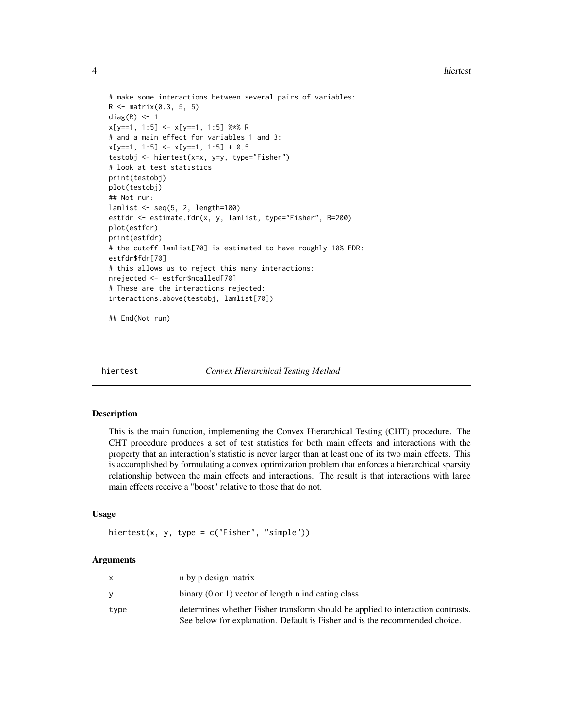```
# make some interactions between several pairs of variables:
R <- matrix(0.3, 5, 5)
diag(R) <- 1
x[y==1, 1:5] <- x[y==1, 1:5] %*% R
# and a main effect for variables 1 and 3:
x[y==1, 1:5] <- x[y==1, 1:5] + 0.5
testobj <- hiertest(x=x, y=y, type="Fisher")
# look at test statistics
print(testobj)
plot(testobj)
## Not run:
lamlist <- seq(5, 2, length=100)
estfdr <- estimate.fdr(x, y, lamlist, type="Fisher", B=200)
plot(estfdr)
print(estfdr)
# the cutoff lamlist[70] is estimated to have roughly 10% FDR:
estfdr$fdr[70]
# this allows us to reject this many interactions:
nrejected <- estfdr$ncalled[70]
# These are the interactions rejected:
interactions.above(testobj, lamlist[70])

## End(Not run)
```

## hiertest — *Convex Hierarchical Testing Method*

### Description

This is the main function, implementing the Convex Hierarchical Testing (CHT) procedure. The CHT procedure produces a set of test statistics for both main effects and interactions with the property that an interaction's statistic is never larger than at least one of its two main effects. This is accomplished by formulating a convex optimization problem that enforces a hierarchical sparsity relationship between the main effects and interactions. The result is that interactions with large main effects receive a "boost" relative to those that do not.

### Usage

```
hiertest(x, y, type = c("Fisher", "simple"))
```

### Arguments

| | |
|---|---|
| `x` | n by p design matrix |
| `y` | binary (0 or 1) vector of length n indicating class |
| `type` | determines whether Fisher transform should be applied to interaction contrasts. See below for explanation. Default is Fisher and is the recommended choice. |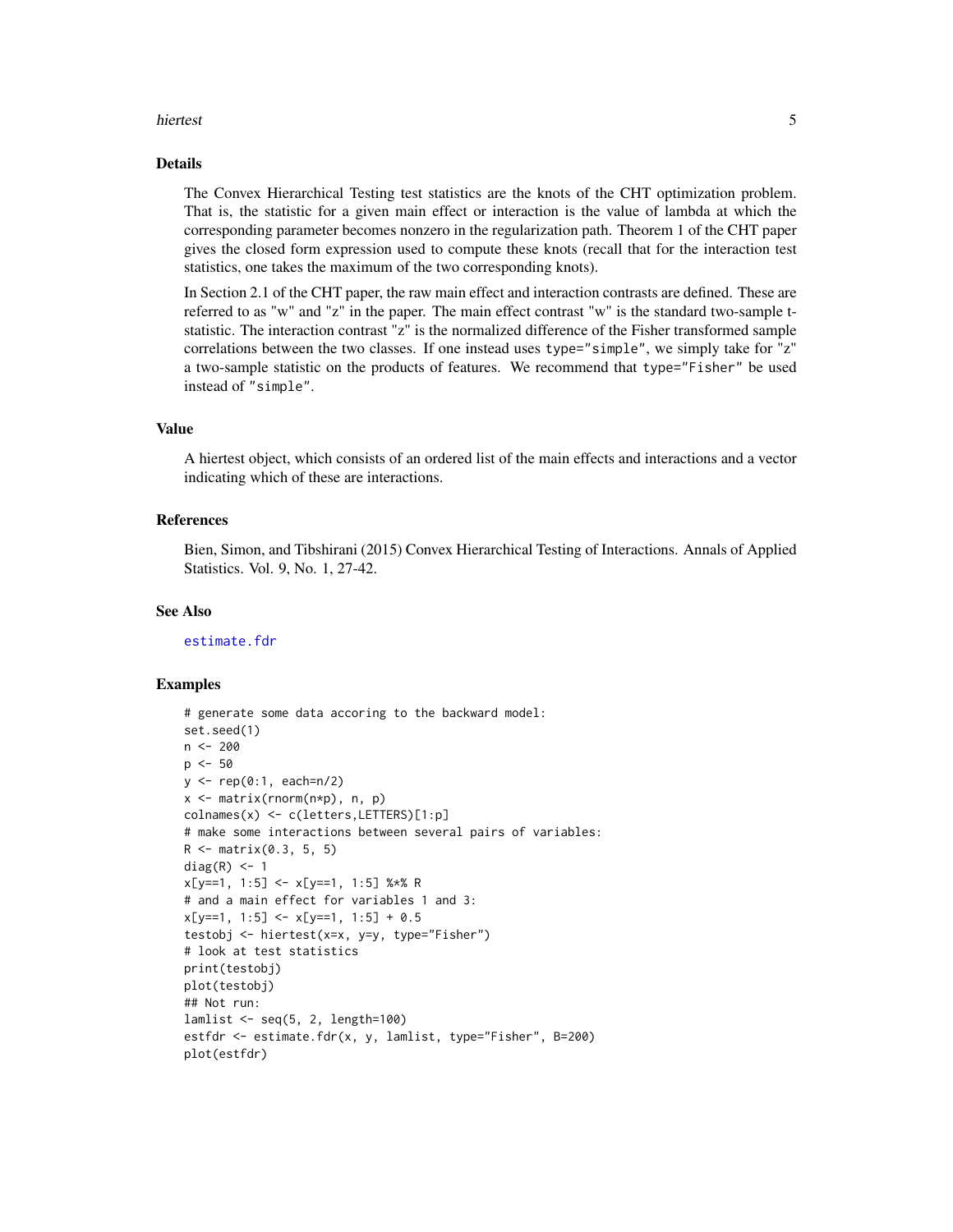## Details

The Convex Hierarchical Testing test statistics are the knots of the CHT optimization problem. That is, the statistic for a given main effect or interaction is the value of lambda at which the corresponding parameter becomes nonzero in the regularization path. Theorem 1 of the CHT paper gives the closed form expression used to compute these knots (recall that for the interaction test statistics, one takes the maximum of the two corresponding knots).

In Section 2.1 of the CHT paper, the raw main effect and interaction contrasts are defined. These are referred to as "w" and "z" in the paper. The main effect contrast "w" is the standard two-sample t-statistic. The interaction contrast "z" is the normalized difference of the Fisher transformed sample correlations between the two classes. If one instead uses `type="simple"`, we simply take for "z" a two-sample statistic on the products of features. We recommend that `type="Fisher"` be used instead of `"simple"`.

## Value

A hiertest object, which consists of an ordered list of the main effects and interactions and a vector indicating which of these are interactions.

## References

Bien, Simon, and Tibshirani (2015) Convex Hierarchical Testing of Interactions. Annals of Applied Statistics. Vol. 9, No. 1, 27-42.

## See Also

estimate.fdr

## Examples

```
# generate some data accoring to the backward model:
set.seed(1)
n <- 200
p <- 50
y <- rep(0:1, each=n/2)
x <- matrix(rnorm(n*p), n, p)
colnames(x) <- c(letters,LETTERS)[1:p]
# make some interactions between several pairs of variables:
R <- matrix(0.3, 5, 5)
diag(R) <- 1
x[y==1, 1:5] <- x[y==1, 1:5] %*% R
# and a main effect for variables 1 and 3:
x[y==1, 1:5] <- x[y==1, 1:5] + 0.5
testobj <- hiertest(x=x, y=y, type="Fisher")
# look at test statistics
print(testobj)
plot(testobj)
## Not run:
lamlist <- seq(5, 2, length=100)
estfdr <- estimate.fdr(x, y, lamlist, type="Fisher", B=200)
plot(estfdr)
```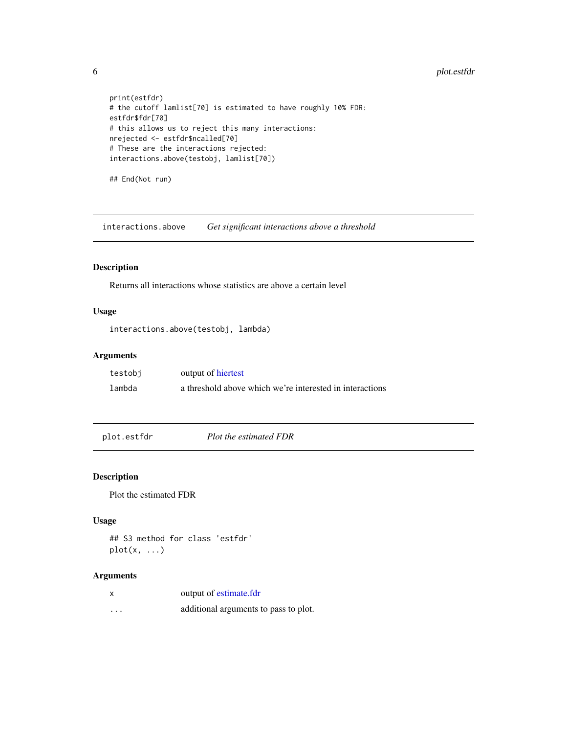```
print(estfdr)
# the cutoff lamlist[70] is estimated to have roughly 10% FDR:
estfdr$fdr[70]
# this allows us to reject this many interactions:
nrejected <- estfdr$ncalled[70]
# These are the interactions rejected:
interactions.above(testobj, lamlist[70])

## End(Not run)
```

---

## interactions.above — *Get significant interactions above a threshold*

### Description

Returns all interactions whose statistics are above a certain level

### Usage

```
interactions.above(testobj, lambda)
```

### Arguments

| | |
|---|---|
| `testobj` | output of hiertest |
| `lambda` | a threshold above which we're interested in interactions |

---

## plot.estfdr — *Plot the estimated FDR*

### Description

Plot the estimated FDR

### Usage

```
## S3 method for class 'estfdr'
plot(x, ...)
```

### Arguments

| | |
|---|---|
| `x` | output of estimate.fdr |
| `...` | additional arguments to pass to plot. |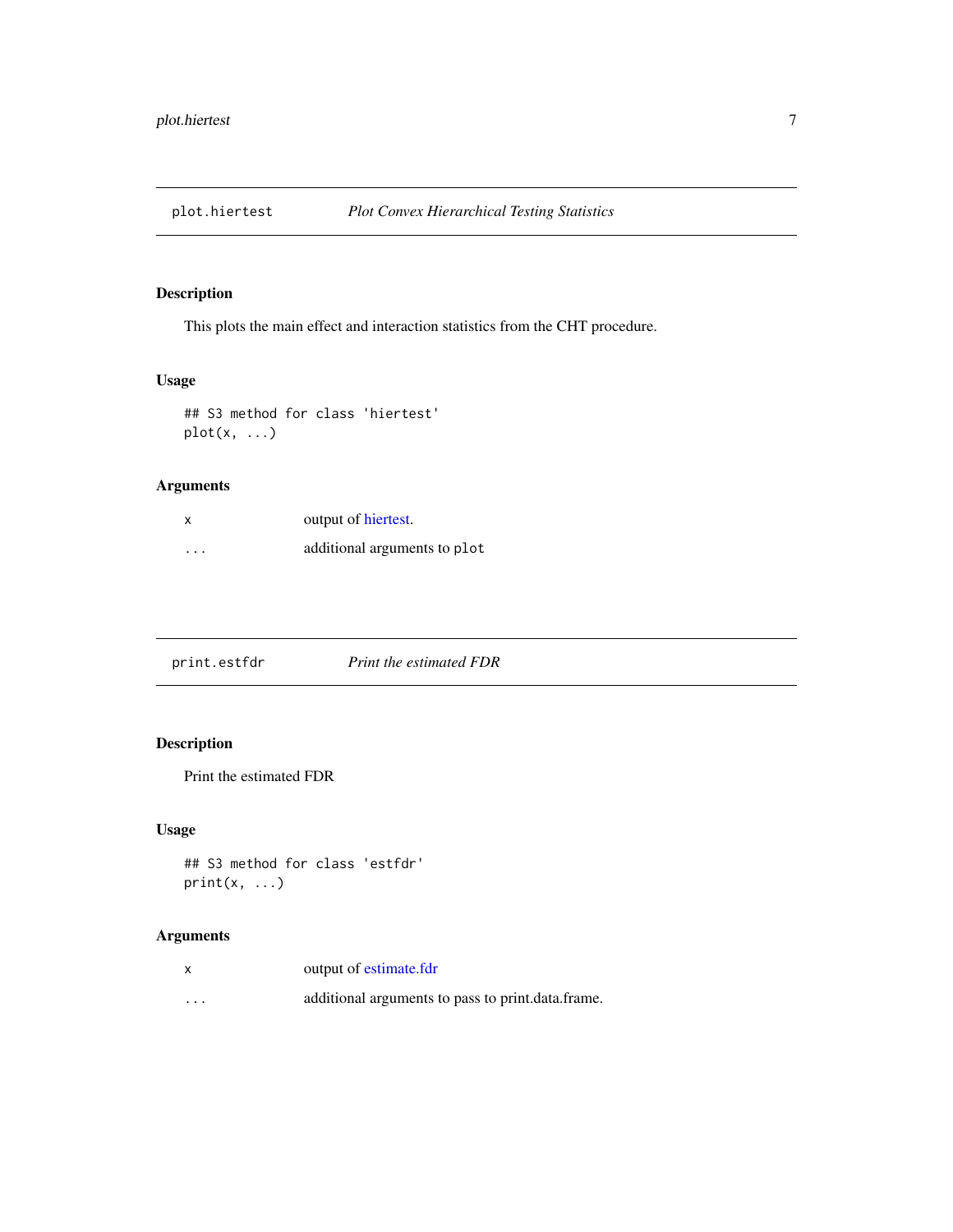## plot.hiertest — *Plot Convex Hierarchical Testing Statistics*

### Description

This plots the main effect and interaction statistics from the CHT procedure.

### Usage

```
## S3 method for class 'hiertest'
plot(x, ...)
```

### Arguments

| | |
|---|---|
| `x` | output of hiertest. |
| `...` | additional arguments to `plot` |

## print.estfdr — *Print the estimated FDR*

### Description

Print the estimated FDR

### Usage

```
## S3 method for class 'estfdr'
print(x, ...)
```

### Arguments

| | |
|---|---|
| `x` | output of estimate.fdr |
| `...` | additional arguments to pass to print.data.frame. |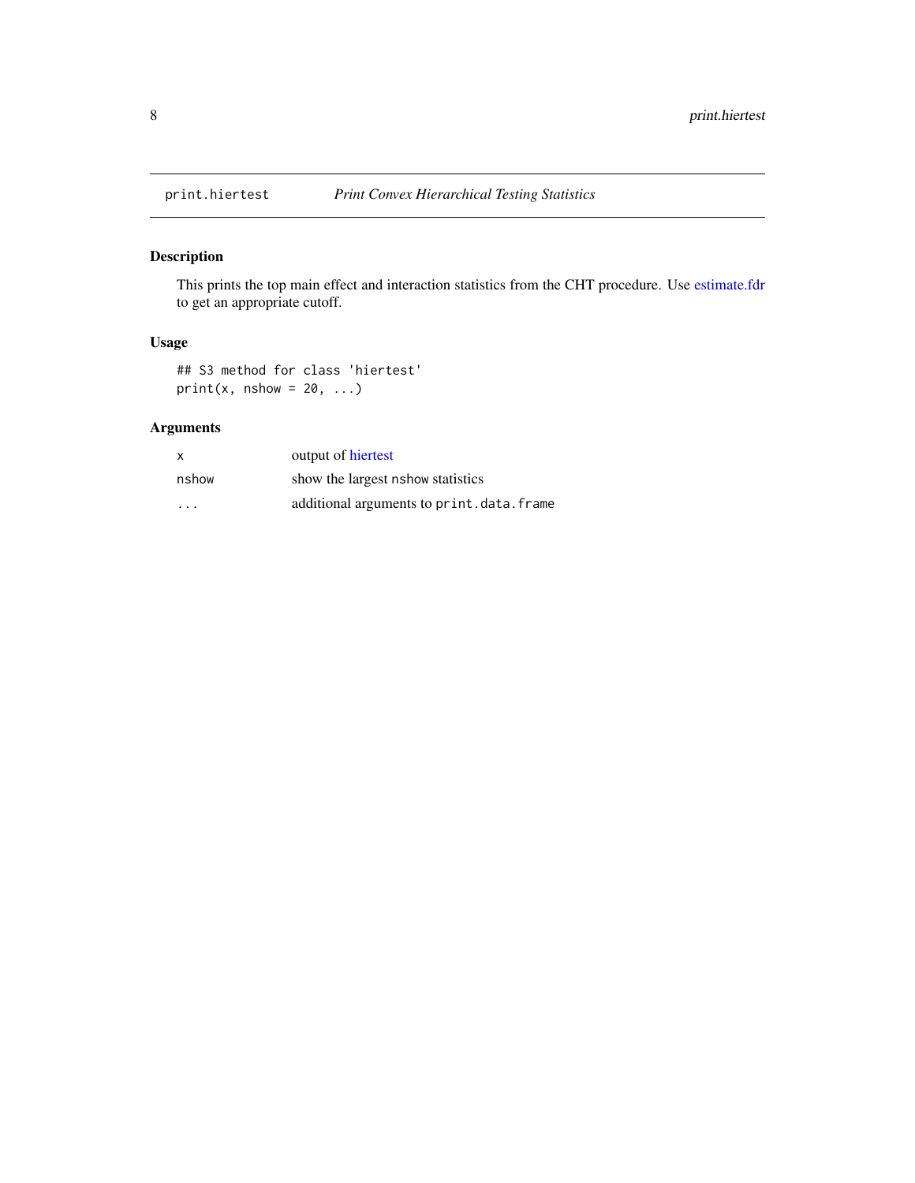# print.hiertest    *Print Convex Hierarchical Testing Statistics*

## Description

This prints the top main effect and interaction statistics from the CHT procedure. Use estimate.fdr to get an appropriate cutoff.

## Usage

```
## S3 method for class 'hiertest'
print(x, nshow = 20, ...)
```

## Arguments

| | |
|---|---|
| `x` | output of hiertest |
| `nshow` | show the largest `nshow` statistics |
| `...` | additional arguments to `print.data.frame` |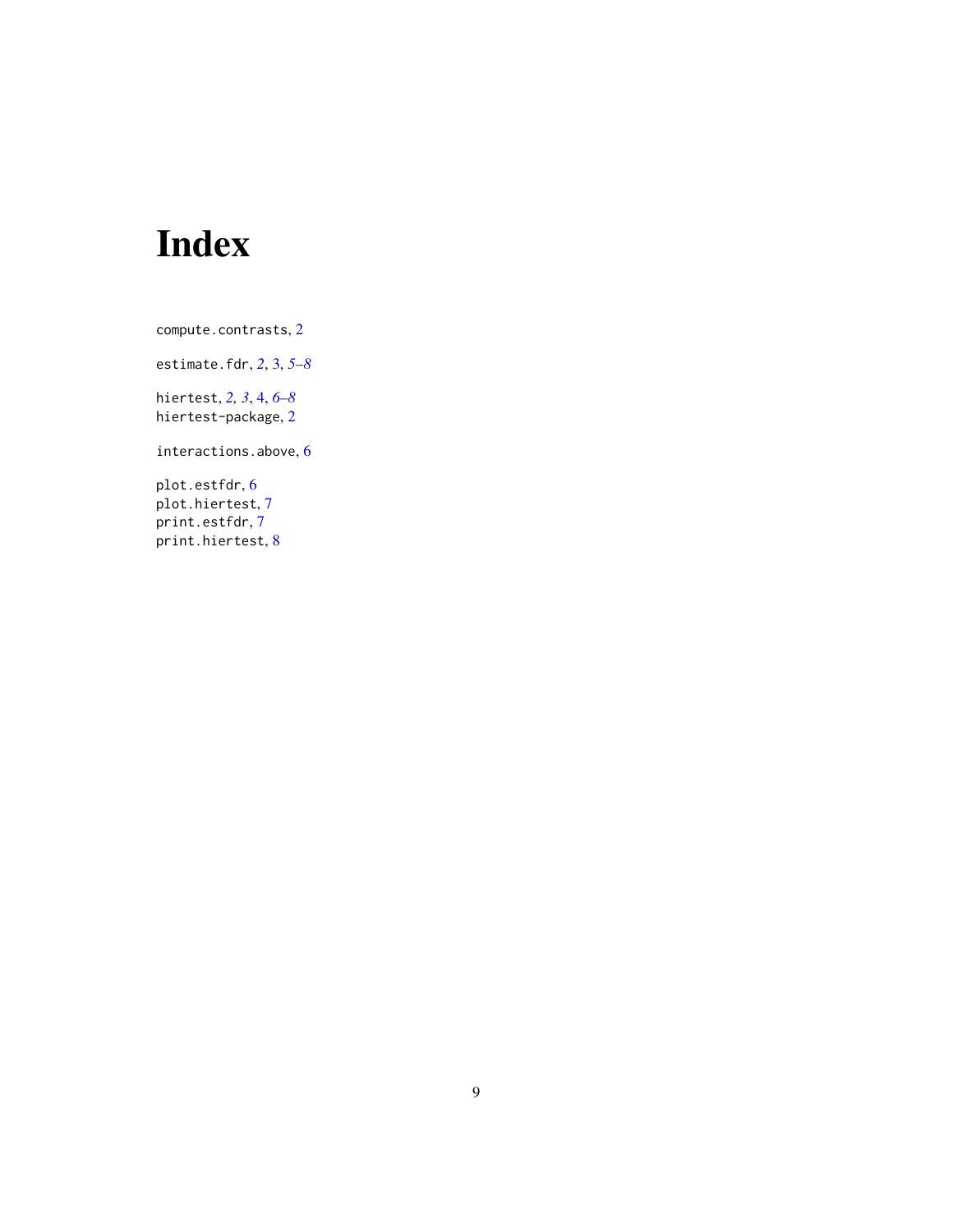# Index

compute.contrasts, 2

estimate.fdr, *2*, 3, *5–8*

hiertest, *2, 3*, 4, *6–8*
hiertest-package, 2

interactions.above, 6

plot.estfdr, 6
plot.hiertest, 7
print.estfdr, 7
print.hiertest, 8